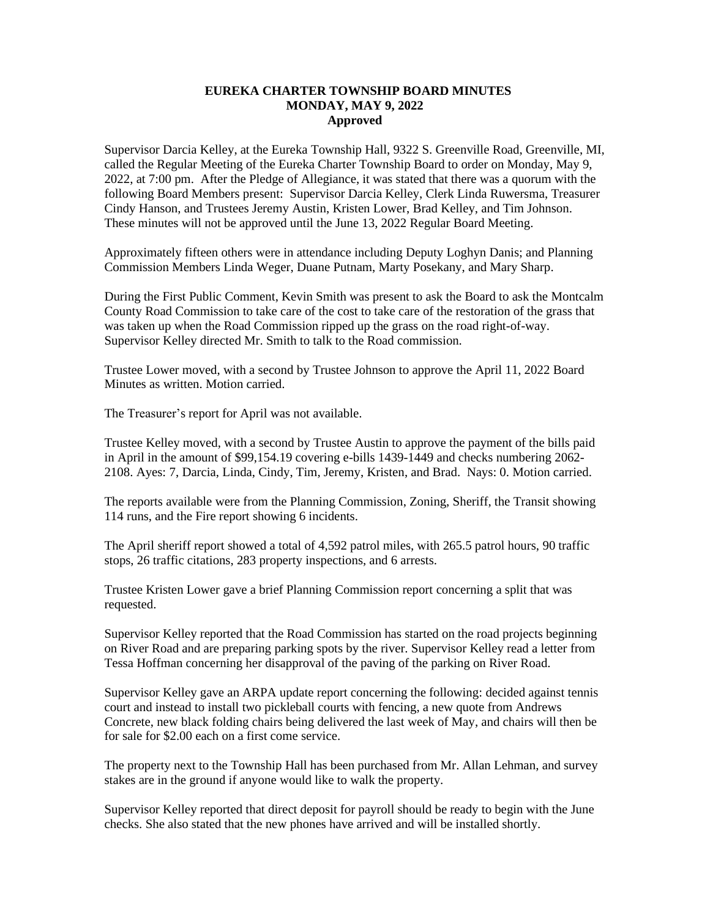# EUREKA CHARTER TOWNSHIP BOARD MINUTES
## MONDAY, MAY 9, 2022
### Approved

Supervisor Darcia Kelley, at the Eureka Township Hall, 9322 S. Greenville Road, Greenville, MI, called the Regular Meeting of the Eureka Charter Township Board to order on Monday, May 9, 2022, at 7:00 pm. After the Pledge of Allegiance, it was stated that there was a quorum with the following Board Members present: Supervisor Darcia Kelley, Clerk Linda Ruwersma, Treasurer Cindy Hanson, and Trustees Jeremy Austin, Kristen Lower, Brad Kelley, and Tim Johnson. These minutes will not be approved until the June 13, 2022 Regular Board Meeting.

Approximately fifteen others were in attendance including Deputy Loghyn Danis; and Planning Commission Members Linda Weger, Duane Putnam, Marty Posekany, and Mary Sharp.

During the First Public Comment, Kevin Smith was present to ask the Board to ask the Montcalm County Road Commission to take care of the cost to take care of the restoration of the grass that was taken up when the Road Commission ripped up the grass on the road right-of-way. Supervisor Kelley directed Mr. Smith to talk to the Road commission.

Trustee Lower moved, with a second by Trustee Johnson to approve the April 11, 2022 Board Minutes as written. Motion carried.

The Treasurer's report for April was not available.

Trustee Kelley moved, with a second by Trustee Austin to approve the payment of the bills paid in April in the amount of $99,154.19 covering e-bills 1439-1449 and checks numbering 2062-2108. Ayes: 7, Darcia, Linda, Cindy, Tim, Jeremy, Kristen, and Brad. Nays: 0. Motion carried.

The reports available were from the Planning Commission, Zoning, Sheriff, the Transit showing 114 runs, and the Fire report showing 6 incidents.

The April sheriff report showed a total of 4,592 patrol miles, with 265.5 patrol hours, 90 traffic stops, 26 traffic citations, 283 property inspections, and 6 arrests.

Trustee Kristen Lower gave a brief Planning Commission report concerning a split that was requested.

Supervisor Kelley reported that the Road Commission has started on the road projects beginning on River Road and are preparing parking spots by the river. Supervisor Kelley read a letter from Tessa Hoffman concerning her disapproval of the paving of the parking on River Road.

Supervisor Kelley gave an ARPA update report concerning the following: decided against tennis court and instead to install two pickleball courts with fencing, a new quote from Andrews Concrete, new black folding chairs being delivered the last week of May, and chairs will then be for sale for $2.00 each on a first come service.

The property next to the Township Hall has been purchased from Mr. Allan Lehman, and survey stakes are in the ground if anyone would like to walk the property.

Supervisor Kelley reported that direct deposit for payroll should be ready to begin with the June checks. She also stated that the new phones have arrived and will be installed shortly.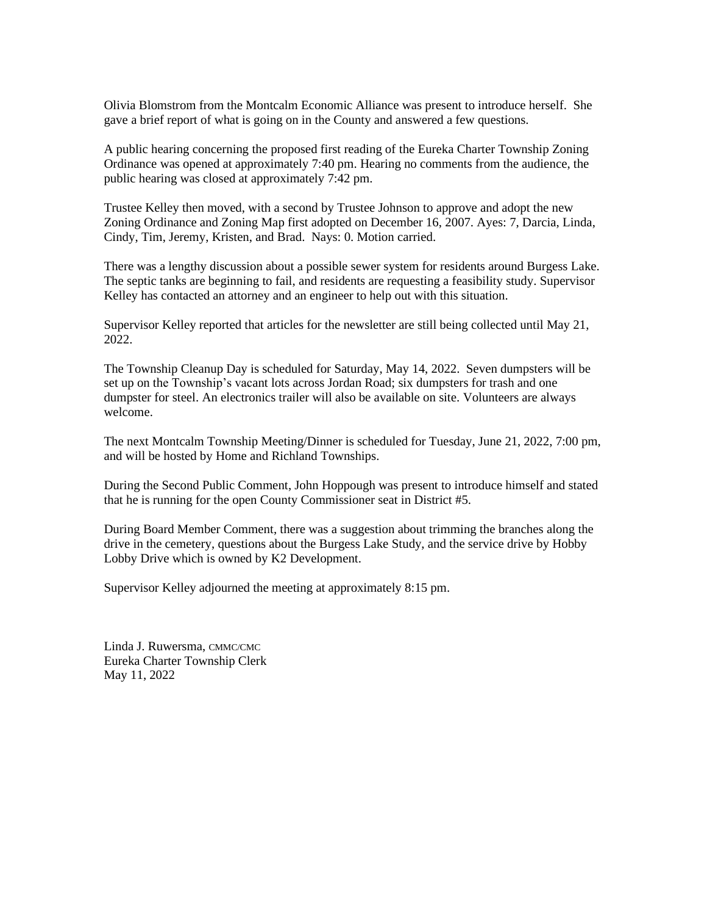Olivia Blomstrom from the Montcalm Economic Alliance was present to introduce herself. She gave a brief report of what is going on in the County and answered a few questions.

A public hearing concerning the proposed first reading of the Eureka Charter Township Zoning Ordinance was opened at approximately 7:40 pm. Hearing no comments from the audience, the public hearing was closed at approximately 7:42 pm.

Trustee Kelley then moved, with a second by Trustee Johnson to approve and adopt the new Zoning Ordinance and Zoning Map first adopted on December 16, 2007. Ayes: 7, Darcia, Linda, Cindy, Tim, Jeremy, Kristen, and Brad. Nays: 0. Motion carried.

There was a lengthy discussion about a possible sewer system for residents around Burgess Lake. The septic tanks are beginning to fail, and residents are requesting a feasibility study. Supervisor Kelley has contacted an attorney and an engineer to help out with this situation.

Supervisor Kelley reported that articles for the newsletter are still being collected until May 21, 2022.

The Township Cleanup Day is scheduled for Saturday, May 14, 2022. Seven dumpsters will be set up on the Township's vacant lots across Jordan Road; six dumpsters for trash and one dumpster for steel. An electronics trailer will also be available on site. Volunteers are always welcome.

The next Montcalm Township Meeting/Dinner is scheduled for Tuesday, June 21, 2022, 7:00 pm, and will be hosted by Home and Richland Townships.

During the Second Public Comment, John Hoppough was present to introduce himself and stated that he is running for the open County Commissioner seat in District #5.

During Board Member Comment, there was a suggestion about trimming the branches along the drive in the cemetery, questions about the Burgess Lake Study, and the service drive by Hobby Lobby Drive which is owned by K2 Development.

Supervisor Kelley adjourned the meeting at approximately 8:15 pm.

Linda J. Ruwersma, CMMC/CMC
Eureka Charter Township Clerk
May 11, 2022